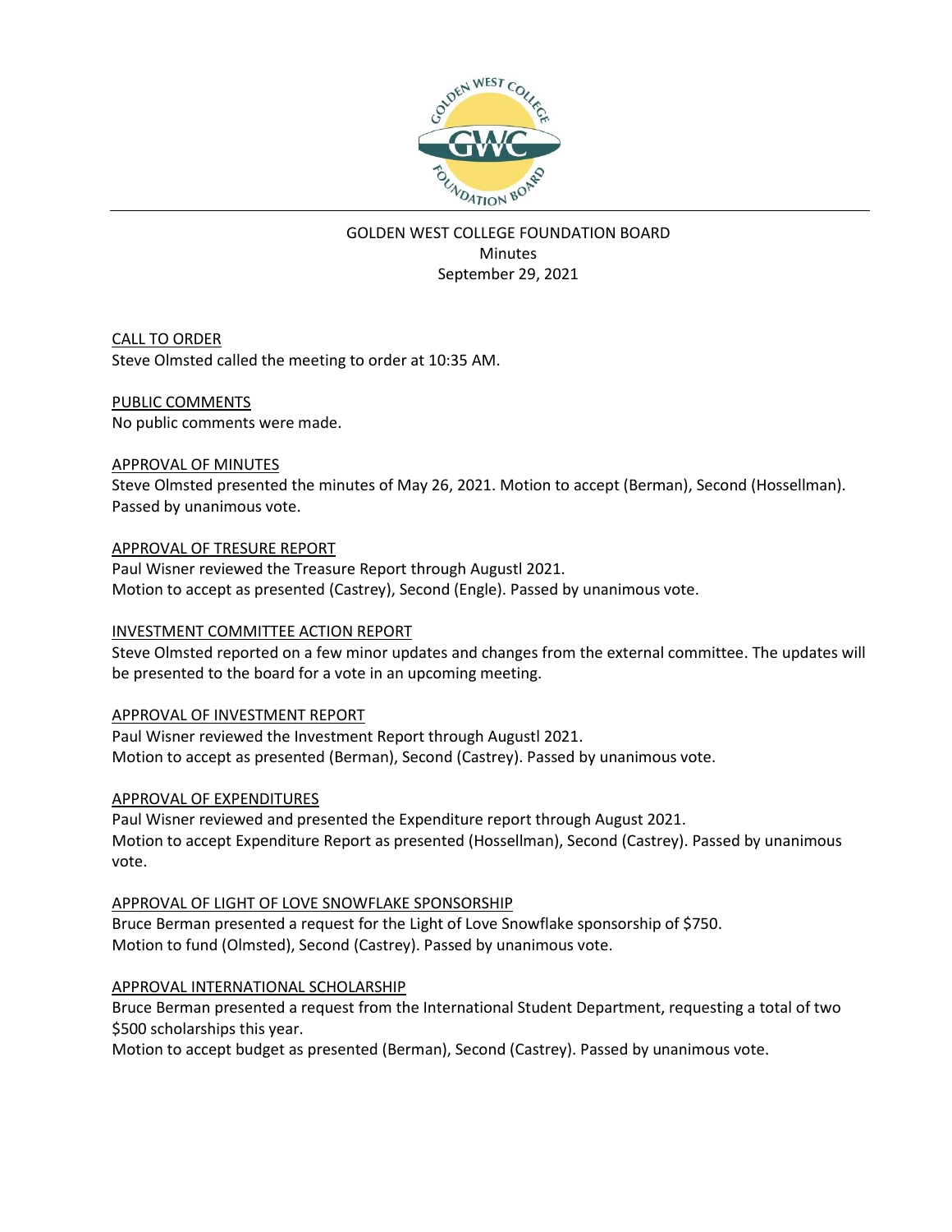# GOLDEN WEST COLLEGE FOUNDATION BOARD

Minutes

September 29, 2021

## CALL TO ORDER

Steve Olmsted called the meeting to order at 10:35 AM.

## PUBLIC COMMENTS

No public comments were made.

## APPROVAL OF MINUTES

Steve Olmsted presented the minutes of May 26, 2021. Motion to accept (Berman), Second (Hossellman). Passed by unanimous vote.

## APPROVAL OF TRESURE REPORT

Paul Wisner reviewed the Treasure Report through Augustl 2021.
Motion to accept as presented (Castrey), Second (Engle). Passed by unanimous vote.

## INVESTMENT COMMITTEE ACTION REPORT

Steve Olmsted reported on a few minor updates and changes from the external committee. The updates will be presented to the board for a vote in an upcoming meeting.

## APPROVAL OF INVESTMENT REPORT

Paul Wisner reviewed the Investment Report through Augustl 2021.
Motion to accept as presented (Berman), Second (Castrey). Passed by unanimous vote.

## APPROVAL OF EXPENDITURES

Paul Wisner reviewed and presented the Expenditure report through August 2021.
Motion to accept Expenditure Report as presented (Hossellman), Second (Castrey). Passed by unanimous vote.

## APPROVAL OF LIGHT OF LOVE SNOWFLAKE SPONSORSHIP

Bruce Berman presented a request for the Light of Love Snowflake sponsorship of $750.
Motion to fund (Olmsted), Second (Castrey). Passed by unanimous vote.

## APPROVAL INTERNATIONAL SCHOLARSHIP

Bruce Berman presented a request from the International Student Department, requesting a total of two $500 scholarships this year.
Motion to accept budget as presented (Berman), Second (Castrey). Passed by unanimous vote.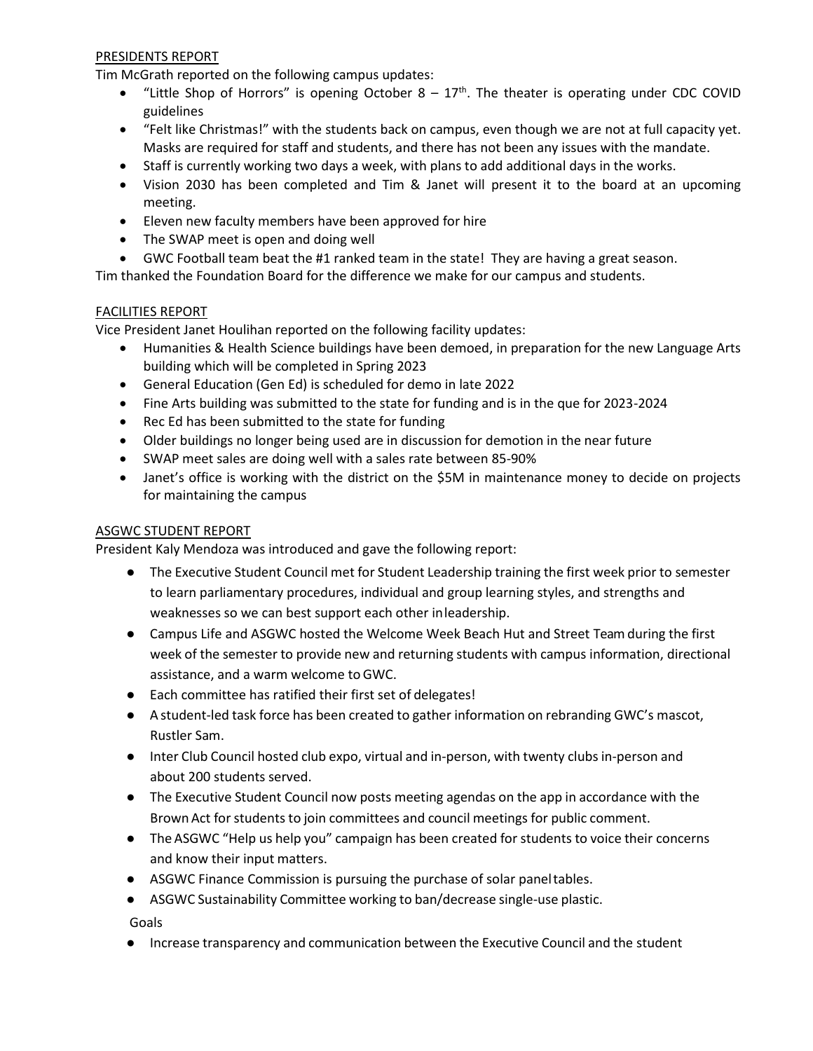PRESIDENTS REPORT

Tim McGrath reported on the following campus updates:

- "Little Shop of Horrors" is opening October 8 – 17th. The theater is operating under CDC COVID guidelines
- "Felt like Christmas!" with the students back on campus, even though we are not at full capacity yet. Masks are required for staff and students, and there has not been any issues with the mandate.
- Staff is currently working two days a week, with plans to add additional days in the works.
- Vision 2030 has been completed and Tim & Janet will present it to the board at an upcoming meeting.
- Eleven new faculty members have been approved for hire
- The SWAP meet is open and doing well
- GWC Football team beat the #1 ranked team in the state! They are having a great season.

Tim thanked the Foundation Board for the difference we make for our campus and students.

FACILITIES REPORT

Vice President Janet Houlihan reported on the following facility updates:

- Humanities & Health Science buildings have been demoed, in preparation for the new Language Arts building which will be completed in Spring 2023
- General Education (Gen Ed) is scheduled for demo in late 2022
- Fine Arts building was submitted to the state for funding and is in the que for 2023-2024
- Rec Ed has been submitted to the state for funding
- Older buildings no longer being used are in discussion for demotion in the near future
- SWAP meet sales are doing well with a sales rate between 85-90%
- Janet's office is working with the district on the $5M in maintenance money to decide on projects for maintaining the campus

ASGWC STUDENT REPORT

President Kaly Mendoza was introduced and gave the following report:

- The Executive Student Council met for Student Leadership training the first week prior to semester to learn parliamentary procedures, individual and group learning styles, and strengths and weaknesses so we can best support each other in leadership.
- Campus Life and ASGWC hosted the Welcome Week Beach Hut and Street Team during the first week of the semester to provide new and returning students with campus information, directional assistance, and a warm welcome to GWC.
- Each committee has ratified their first set of delegates!
- A student-led task force has been created to gather information on rebranding GWC's mascot, Rustler Sam.
- Inter Club Council hosted club expo, virtual and in-person, with twenty clubs in-person and about 200 students served.
- The Executive Student Council now posts meeting agendas on the app in accordance with the Brown Act for students to join committees and council meetings for public comment.
- The ASGWC "Help us help you" campaign has been created for students to voice their concerns and know their input matters.
- ASGWC Finance Commission is pursuing the purchase of solar panel tables.
- ASGWC Sustainability Committee working to ban/decrease single-use plastic.

Goals

- Increase transparency and communication between the Executive Council and the student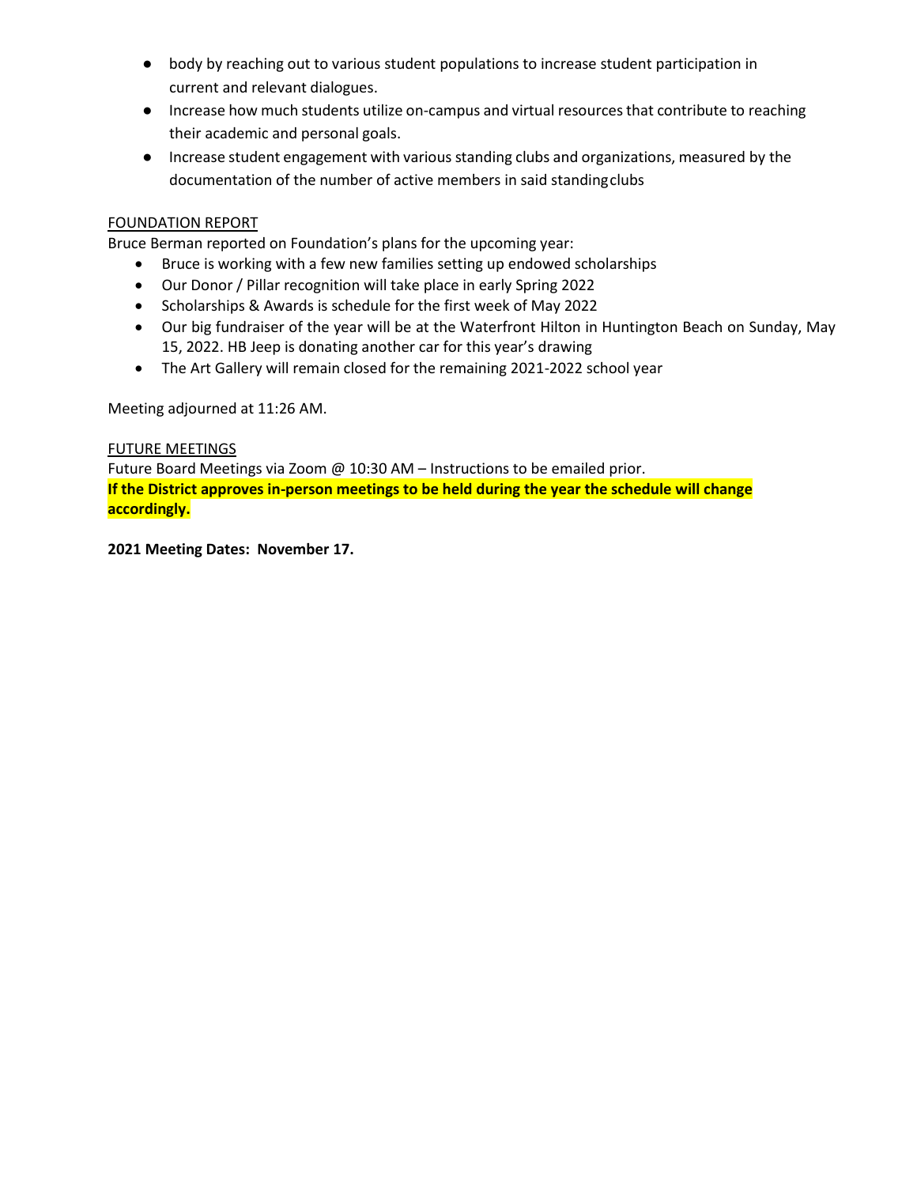- body by reaching out to various student populations to increase student participation in current and relevant dialogues.
- Increase how much students utilize on-campus and virtual resources that contribute to reaching their academic and personal goals.
- Increase student engagement with various standing clubs and organizations, measured by the documentation of the number of active members in said standingclubs

FOUNDATION REPORT

Bruce Berman reported on Foundation's plans for the upcoming year:

- Bruce is working with a few new families setting up endowed scholarships
- Our Donor / Pillar recognition will take place in early Spring 2022
- Scholarships & Awards is schedule for the first week of May 2022
- Our big fundraiser of the year will be at the Waterfront Hilton in Huntington Beach on Sunday, May 15, 2022. HB Jeep is donating another car for this year's drawing
- The Art Gallery will remain closed for the remaining 2021-2022 school year

Meeting adjourned at 11:26 AM.

FUTURE MEETINGS

Future Board Meetings via Zoom @ 10:30 AM – Instructions to be emailed prior.

**If the District approves in-person meetings to be held during the year the schedule will change accordingly.**

**2021 Meeting Dates: November 17.**